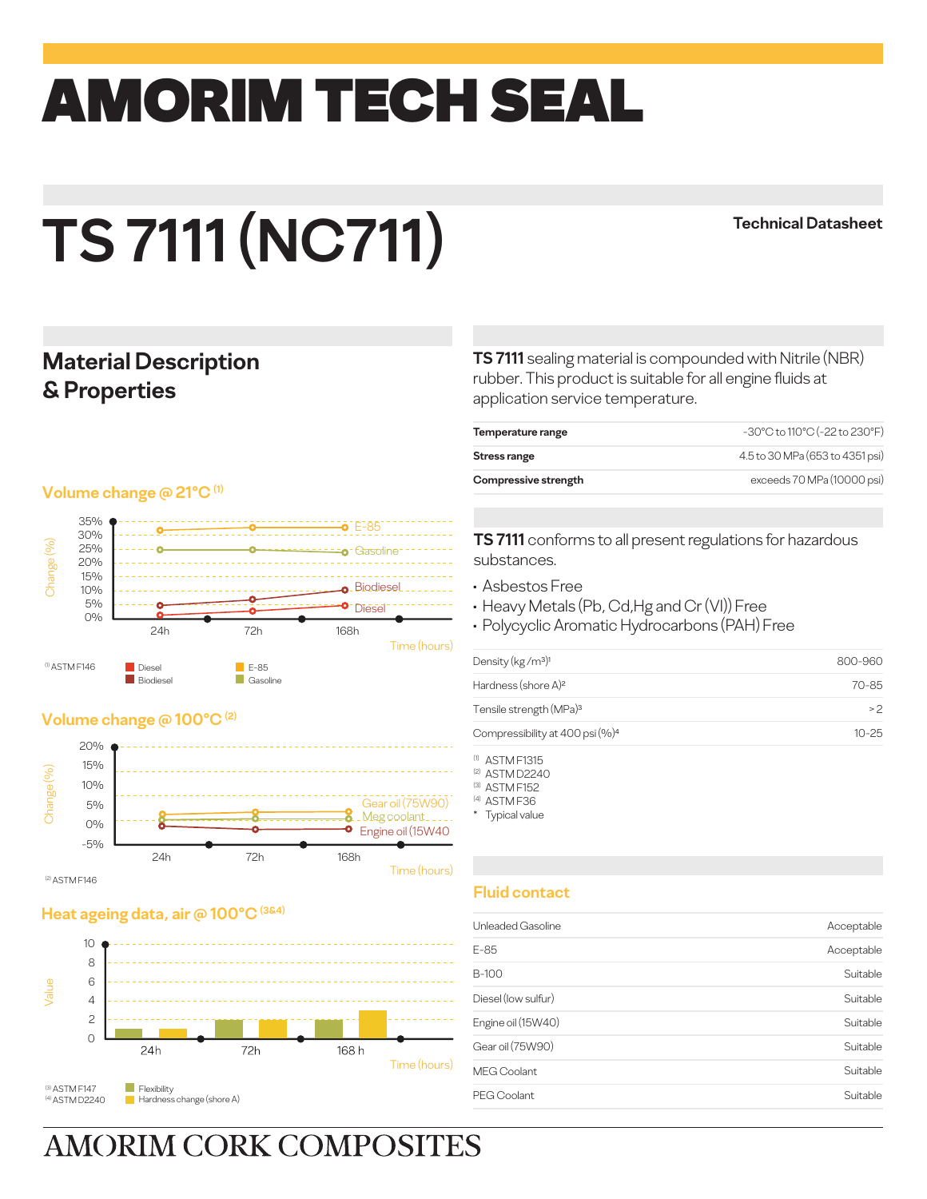# AMORIM TECH SEAL

# TS 7111 (NC711)

**Technical Datasheet**

## Material Description & Properties

**TS 7111** sealing material is compounded with Nitrile (NBR) rubber. This product is suitable for all engine fluids at application service temperature.

| | |
|---|---|
| **Temperature range** | -30°C to 110°C (-22 to 230°F) |
| **Stress range** | 4.5 to 30 MPa (653 to 4351 psi) |
| **Compressive strength** | exceeds 70 MPa (10000 psi) |

**TS 7111** conforms to all present regulations for hazardous substances.

- Asbestos Free
- Heavy Metals (Pb, Cd,Hg and Cr (VI)) Free
- Polycyclic Aromatic Hydrocarbons (PAH) Free

| | |
|---|---|
| Density (kg/m³)[1] | 800-960 |
| Hardness (shore A)[2] | 70-85 |
| Tensile strength (MPa)[3] | > 2 |
| Compressibility at 400 psi (%)[4] | 10-25 |

[1] ASTM F1315
[2] ASTM D2240
[3] ASTM F152
[4] ASTM F36
\* Typical value

### Volume change @ 21°C [1]

Change (%) vs Time (hours): 24h, 72h, 168h — E-85, Gasoline, Biodiesel, Diesel

[1] ASTM F146

Legend: Diesel, Biodiesel, E-85, Gasoline

### Volume change @ 100°C [2]

Change (%) vs Time (hours): 24h, 72h, 168h — Gear oil (75W90), Meg coolant, Engine oil (15W40)

[2] ASTM F146

### Heat ageing data, air @ 100°C [3&4]

Value vs Time (hours): 24h, 72h, 168 h

[3] ASTM F147
[4] ASTM D2240

Legend: Flexibility, Hardness change (shore A)

## Fluid contact

| | |
|---|---|
| Unleaded Gasoline | Acceptable |
| E-85 | Acceptable |
| B-100 | Suitable |
| Diesel (low sulfur) | Suitable |
| Engine oil (15W40) | Suitable |
| Gear oil (75W90) | Suitable |
| MEG Coolant | Suitable |
| PEG Coolant | Suitable |

AMORIM CORK COMPOSITES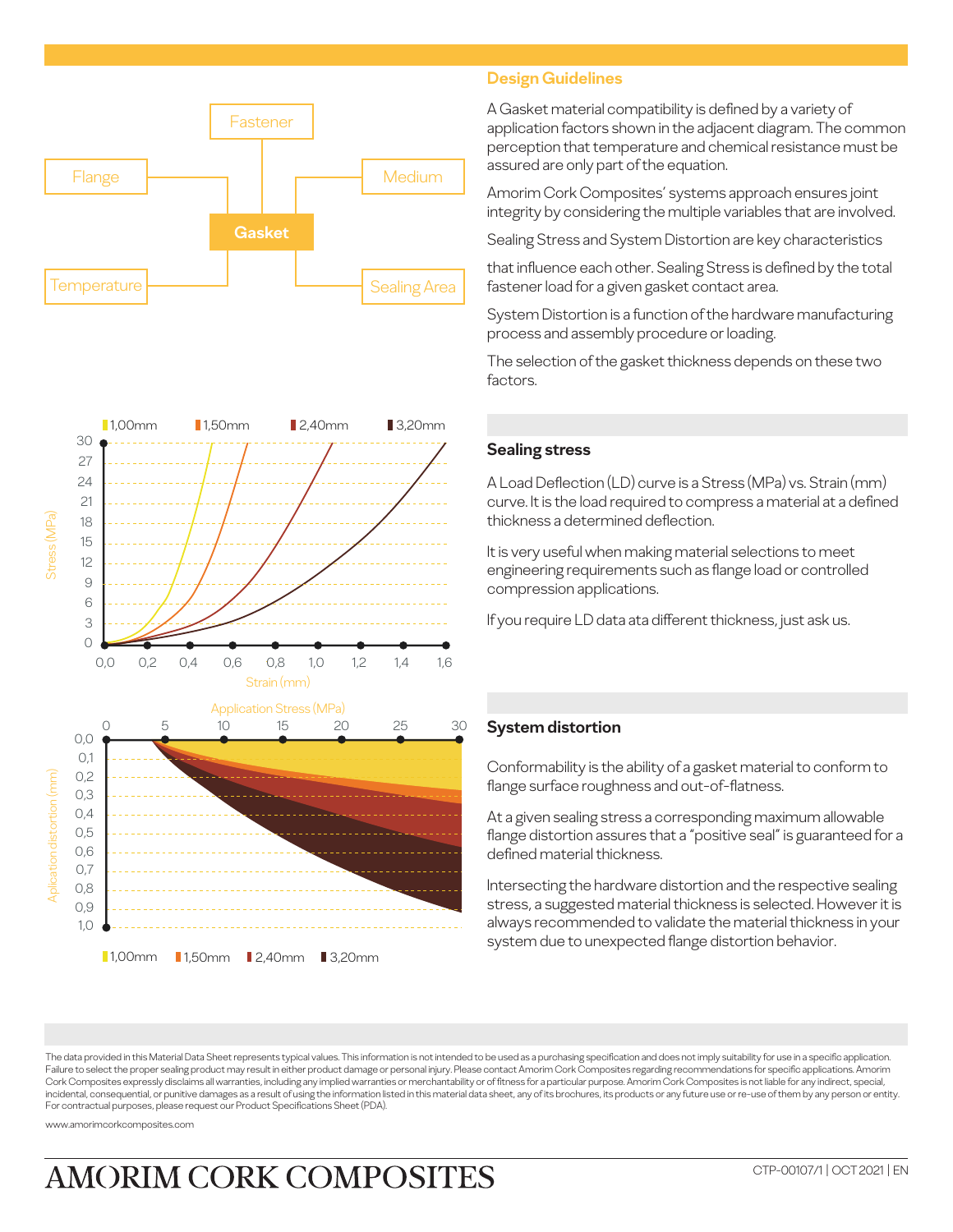Fastener

Flange

Medium

Gasket

Temperature

Sealing Area

## Design Guidelines

A Gasket material compatibility is defined by a variety of application factors shown in the adjacent diagram. The common perception that temperature and chemical resistance must be assured are only part of the equation.

Amorim Cork Composites' systems approach ensures joint integrity by considering the multiple variables that are involved.

Sealing Stress and System Distortion are key characteristics

that influence each other. Sealing Stress is defined by the total fastener load for a given gasket contact area.

System Distortion is a function of the hardware manufacturing process and assembly procedure or loading.

The selection of the gasket thickness depends on these two factors.

1,00mm 1,50mm 2,40mm 3,20mm

Stress (MPa)

30 27 24 21 18 15 12 9 6 3 0

0,0 0,2 0,4 0,6 0,8 1,0 1,2 1,4 1,6

Strain (mm)

### Sealing stress

A Load Deflection (LD) curve is a Stress (MPa) vs. Strain (mm) curve. It is the load required to compress a material at a defined thickness a determined deflection.

It is very useful when making material selections to meet engineering requirements such as flange load or controlled compression applications.

If you require LD data ata different thickness, just ask us.

Application Stress (MPa)

0 5 10 15 20 25 30

Aplication distortion (mm)

0,0 0,1 0,2 0,3 0,4 0,5 0,6 0,7 0,8 0,9 1,0

1,00mm 1,50mm 2,40mm 3,20mm

### System distortion

Conformability is the ability of a gasket material to conform to flange surface roughness and out-of-flatness.

At a given sealing stress a corresponding maximum allowable flange distortion assures that a "positive seal" is guaranteed for a defined material thickness.

Intersecting the hardware distortion and the respective sealing stress, a suggested material thickness is selected. However it is always recommended to validate the material thickness in your system due to unexpected flange distortion behavior.

The data provided in this Material Data Sheet represents typical values. This information is not intended to be used as a purchasing specification and does not imply suitability for use in a specific application. Failure to select the proper sealing product may result in either product damage or personal injury. Please contact Amorim Cork Composites regarding recommendations for specific applications. Amorim Cork Composites expressly disclaims all warranties, including any implied warranties or merchantability or of fitness for a particular purpose. Amorim Cork Composites is not liable for any indirect, special, incidental, consequential, or punitive damages as a result of using the information listed in this material data sheet, any of its brochures, its products or any future use or re-use of them by any person or entity. For contractual purposes, please request our Product Specifications Sheet (PDA).

www.amorimcorkcomposites.com

AMORIM CORK COMPOSITES

CTP-00107/1 | OCT 2021 | EN